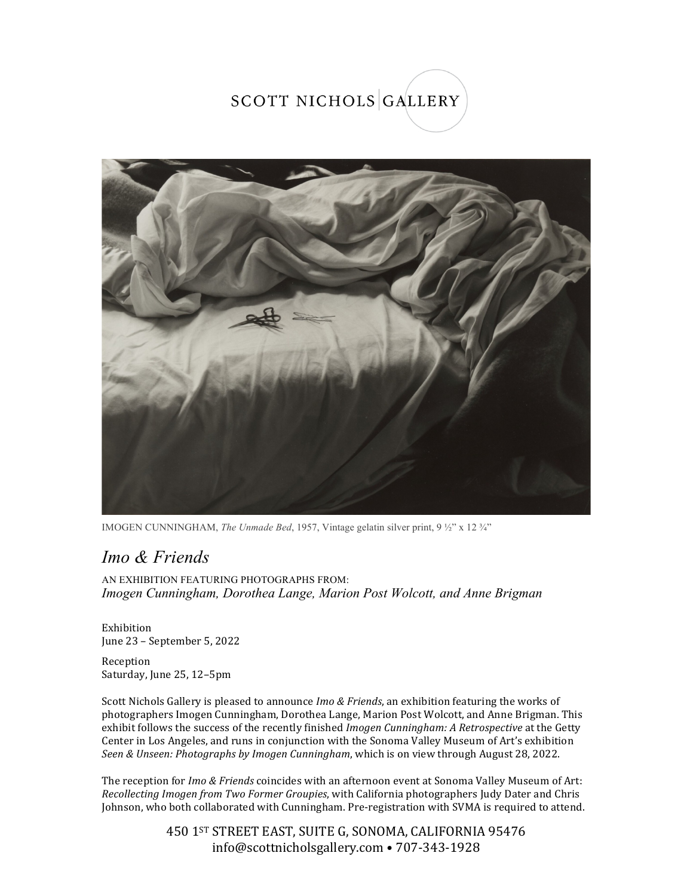SCOTT NICHOLS | GALLERY

IMOGEN CUNNINGHAM, *The Unmade Bed*, 1957, Vintage gelatin silver print, 9 ½" x 12 ¾"

# *Imo & Friends*

AN EXHIBITION FEATURING PHOTOGRAPHS FROM:
*Imogen Cunningham, Dorothea Lange, Marion Post Wolcott, and Anne Brigman*

Exhibition
June 23 – September 5, 2022

Reception
Saturday, June 25, 12–5pm

Scott Nichols Gallery is pleased to announce *Imo & Friends*, an exhibition featuring the works of photographers Imogen Cunningham, Dorothea Lange, Marion Post Wolcott, and Anne Brigman. This exhibit follows the success of the recently finished *Imogen Cunningham: A Retrospective* at the Getty Center in Los Angeles, and runs in conjunction with the Sonoma Valley Museum of Art's exhibition *Seen & Unseen: Photographs by Imogen Cunningham*, which is on view through August 28, 2022.

The reception for *Imo & Friends* coincides with an afternoon event at Sonoma Valley Museum of Art: *Recollecting Imogen from Two Former Groupies*, with California photographers Judy Dater and Chris Johnson, who both collaborated with Cunningham. Pre-registration with SVMA is required to attend.

450 1ST STREET EAST, SUITE G, SONOMA, CALIFORNIA 95476
info@scottnicholsgallery.com • 707-343-1928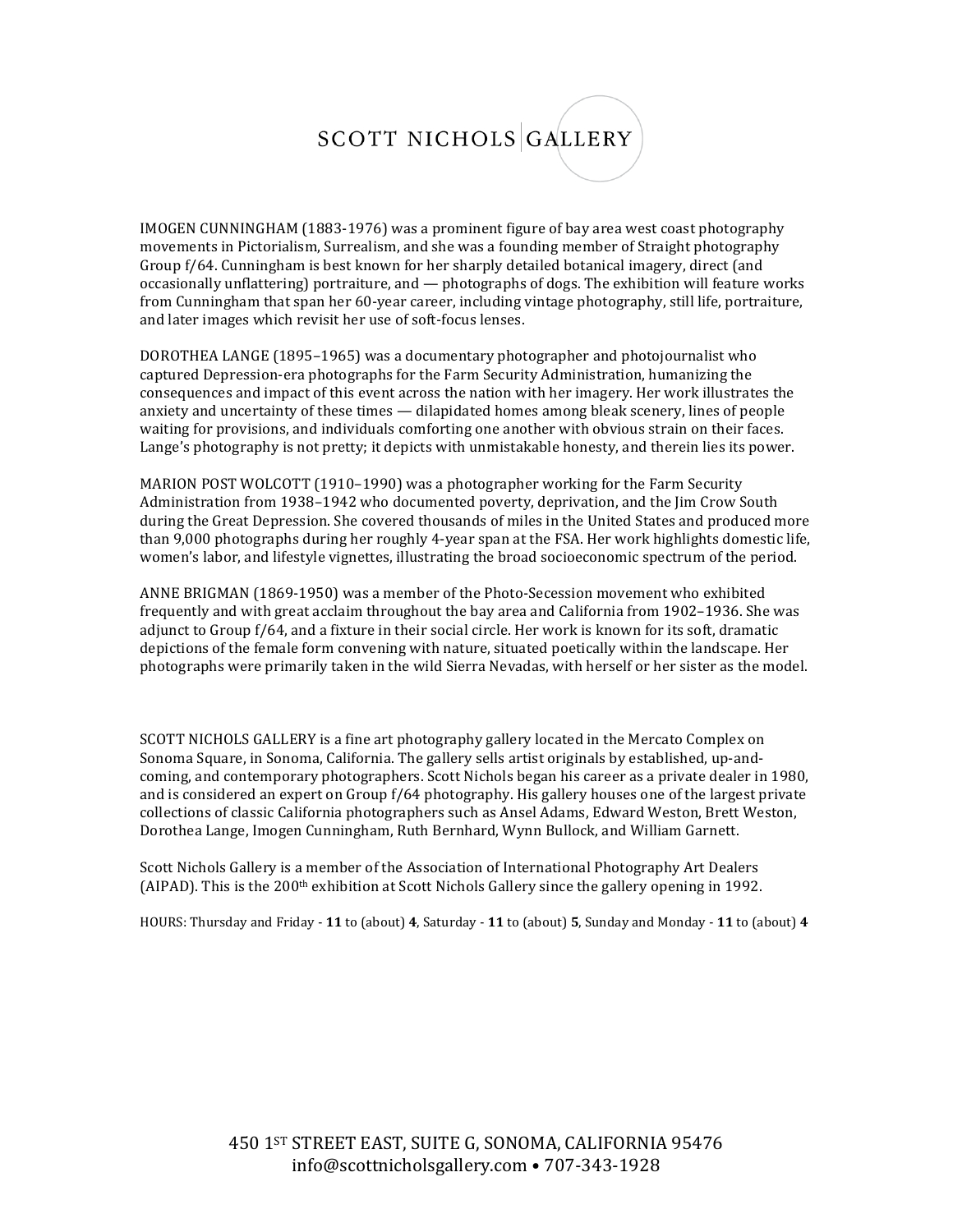SCOTT NICHOLS | GALLERY

IMOGEN CUNNINGHAM (1883-1976) was a prominent figure of bay area west coast photography movements in Pictorialism, Surrealism, and she was a founding member of Straight photography Group f/64. Cunningham is best known for her sharply detailed botanical imagery, direct (and occasionally unflattering) portraiture, and — photographs of dogs. The exhibition will feature works from Cunningham that span her 60-year career, including vintage photography, still life, portraiture, and later images which revisit her use of soft-focus lenses.

DOROTHEA LANGE (1895–1965) was a documentary photographer and photojournalist who captured Depression-era photographs for the Farm Security Administration, humanizing the consequences and impact of this event across the nation with her imagery. Her work illustrates the anxiety and uncertainty of these times — dilapidated homes among bleak scenery, lines of people waiting for provisions, and individuals comforting one another with obvious strain on their faces. Lange's photography is not pretty; it depicts with unmistakable honesty, and therein lies its power.

MARION POST WOLCOTT (1910–1990) was a photographer working for the Farm Security Administration from 1938–1942 who documented poverty, deprivation, and the Jim Crow South during the Great Depression. She covered thousands of miles in the United States and produced more than 9,000 photographs during her roughly 4-year span at the FSA. Her work highlights domestic life, women's labor, and lifestyle vignettes, illustrating the broad socioeconomic spectrum of the period.

ANNE BRIGMAN (1869-1950) was a member of the Photo-Secession movement who exhibited frequently and with great acclaim throughout the bay area and California from 1902–1936. She was adjunct to Group f/64, and a fixture in their social circle. Her work is known for its soft, dramatic depictions of the female form convening with nature, situated poetically within the landscape. Her photographs were primarily taken in the wild Sierra Nevadas, with herself or her sister as the model.

SCOTT NICHOLS GALLERY is a fine art photography gallery located in the Mercato Complex on Sonoma Square, in Sonoma, California. The gallery sells artist originals by established, up-and-coming, and contemporary photographers. Scott Nichols began his career as a private dealer in 1980, and is considered an expert on Group f/64 photography. His gallery houses one of the largest private collections of classic California photographers such as Ansel Adams, Edward Weston, Brett Weston, Dorothea Lange, Imogen Cunningham, Ruth Bernhard, Wynn Bullock, and William Garnett.

Scott Nichols Gallery is a member of the Association of International Photography Art Dealers (AIPAD). This is the 200th exhibition at Scott Nichols Gallery since the gallery opening in 1992.

HOURS: Thursday and Friday - **11** to (about) **4**, Saturday - **11** to (about) **5**, Sunday and Monday - **11** to (about) **4**

450 1ST STREET EAST, SUITE G, SONOMA, CALIFORNIA 95476
info@scottnicholsgallery.com • 707-343-1928